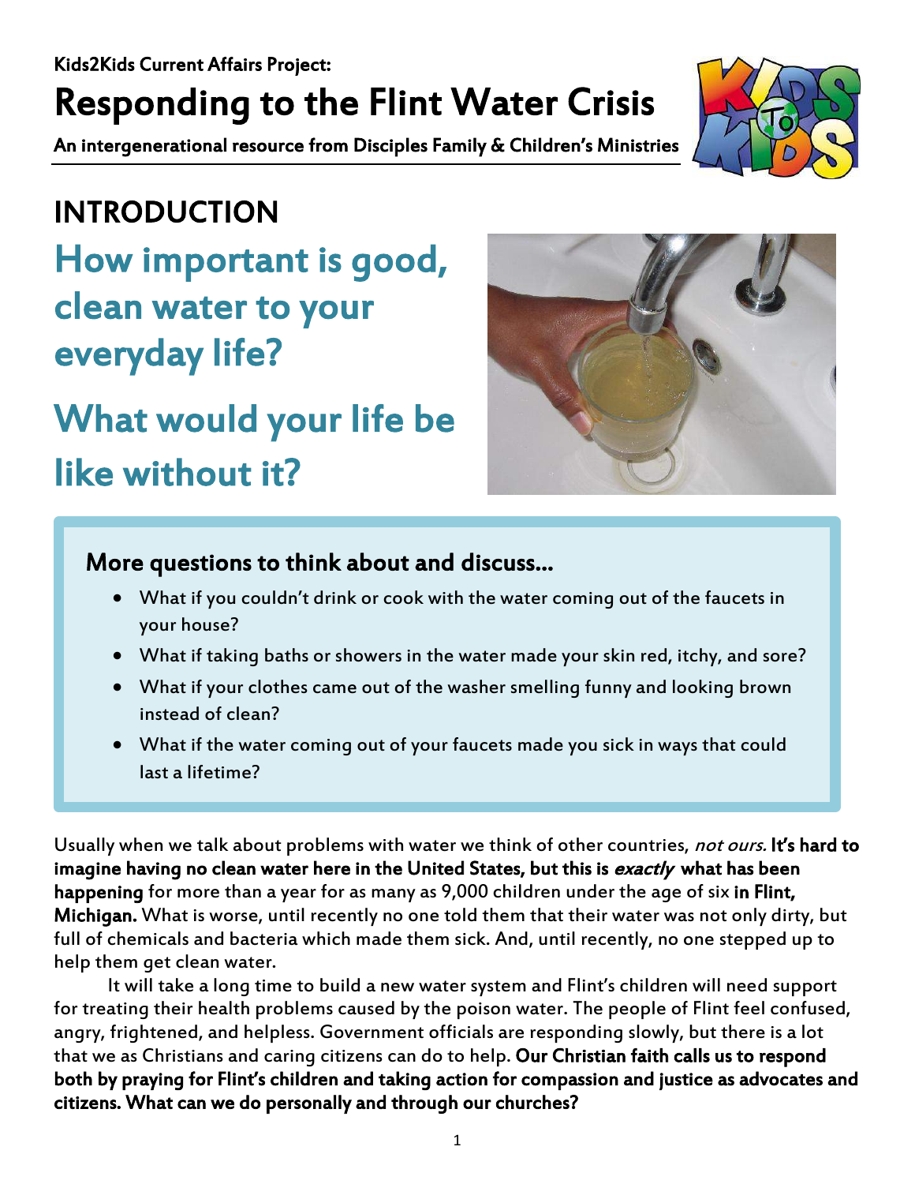Kids2Kids Current Affairs Project:

# Responding to the Flint Water Crisis

**An intergenerational resource from Disciples Family & Children's Ministries**

## INTRODUCTION

## How important is good, clean water to your everyday life?

## What would your life be like without it?

### More questions to think about and discuss…

- What if you couldn't drink or cook with the water coming out of the faucets in your house?
- What if taking baths or showers in the water made your skin red, itchy, and sore?
- What if your clothes came out of the washer smelling funny and looking brown instead of clean?
- What if the water coming out of your faucets made you sick in ways that could last a lifetime?

Usually when we talk about problems with water we think of other countries, *not ours.* **It's hard to imagine having no clean water here in the United States, but this is *exactly* what has been happening** for more than a year for as many as 9,000 children under the age of six **in Flint, Michigan.** What is worse, until recently no one told them that their water was not only dirty, but full of chemicals and bacteria which made them sick. And, until recently, no one stepped up to help them get clean water.

It will take a long time to build a new water system and Flint's children will need support for treating their health problems caused by the poison water. The people of Flint feel confused, angry, frightened, and helpless. Government officials are responding slowly, but there is a lot that we as Christians and caring citizens can do to help. **Our Christian faith calls us to respond both by praying for Flint's children and taking action for compassion and justice as advocates and citizens. What can we do personally and through our churches?**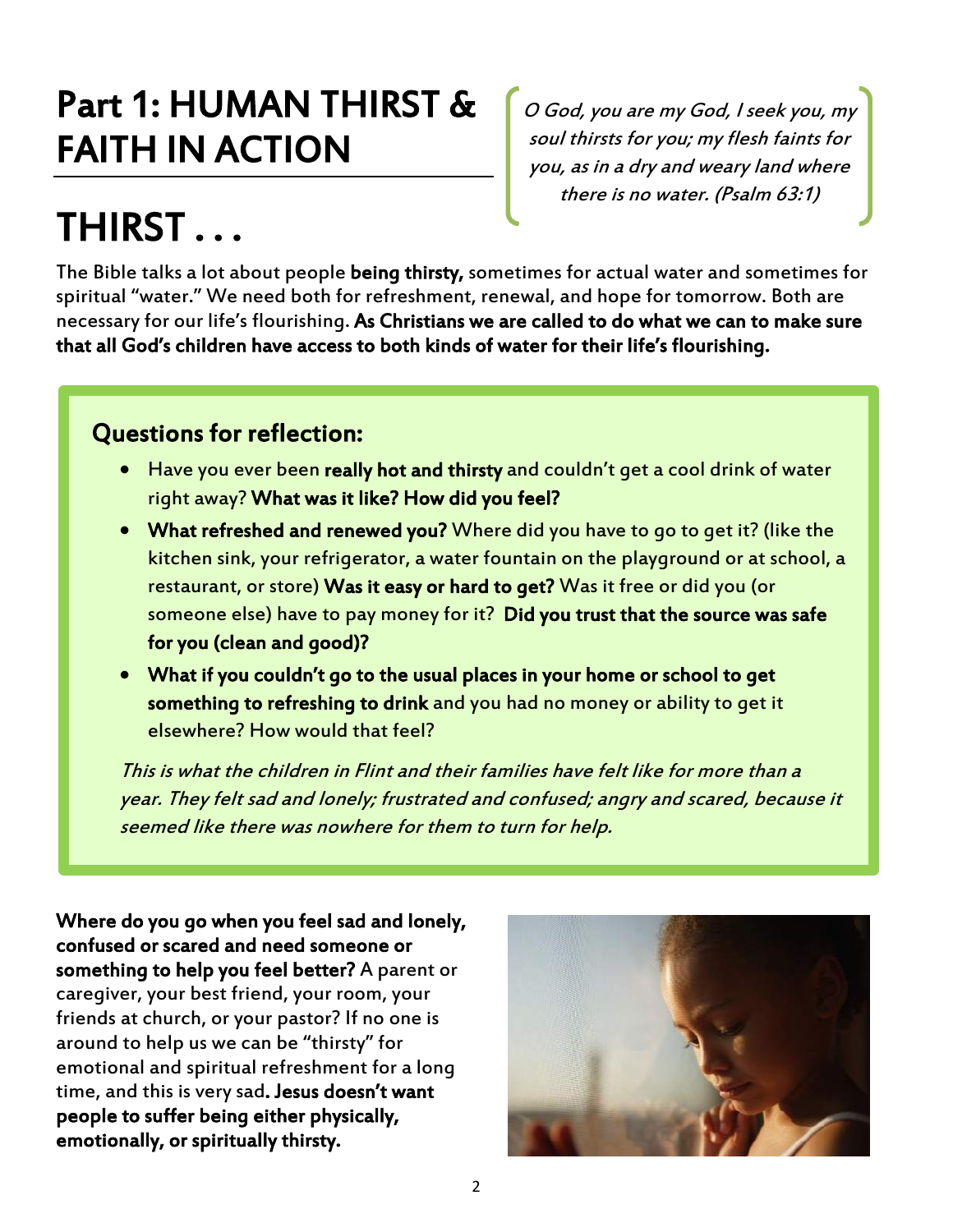# Part 1: HUMAN THIRST & FAITH IN ACTION

*O God, you are my God, I seek you, my soul thirsts for you; my flesh faints for you, as in a dry and weary land where there is no water. (Psalm 63:1)*

# THIRST . . .

The Bible talks a lot about people **being thirsty,** sometimes for actual water and sometimes for spiritual "water." We need both for refreshment, renewal, and hope for tomorrow. Both are necessary for our life's flourishing. **As Christians we are called to do what we can to make sure that all God's children have access to both kinds of water for their life's flourishing.**

## Questions for reflection:

- Have you ever been **really hot and thirsty** and couldn't get a cool drink of water right away? **What was it like? How did you feel?**
- **What refreshed and renewed you?** Where did you have to go to get it? (like the kitchen sink, your refrigerator, a water fountain on the playground or at school, a restaurant, or store) **Was it easy or hard to get?** Was it free or did you (or someone else) have to pay money for it? **Did you trust that the source was safe for you (clean and good)?**
- **What if you couldn't go to the usual places in your home or school to get something to refreshing to drink** and you had no money or ability to get it elsewhere? How would that feel?

*This is what the children in Flint and their families have felt like for more than a year. They felt sad and lonely; frustrated and confused; angry and scared, because it seemed like there was nowhere for them to turn for help.*

**Where do you go when you feel sad and lonely, confused or scared and need someone or something to help you feel better?** A parent or caregiver, your best friend, your room, your friends at church, or your pastor? If no one is around to help us we can be "thirsty" for emotional and spiritual refreshment for a long time, and this is very sad**. Jesus doesn't want people to suffer being either physically, emotionally, or spiritually thirsty.**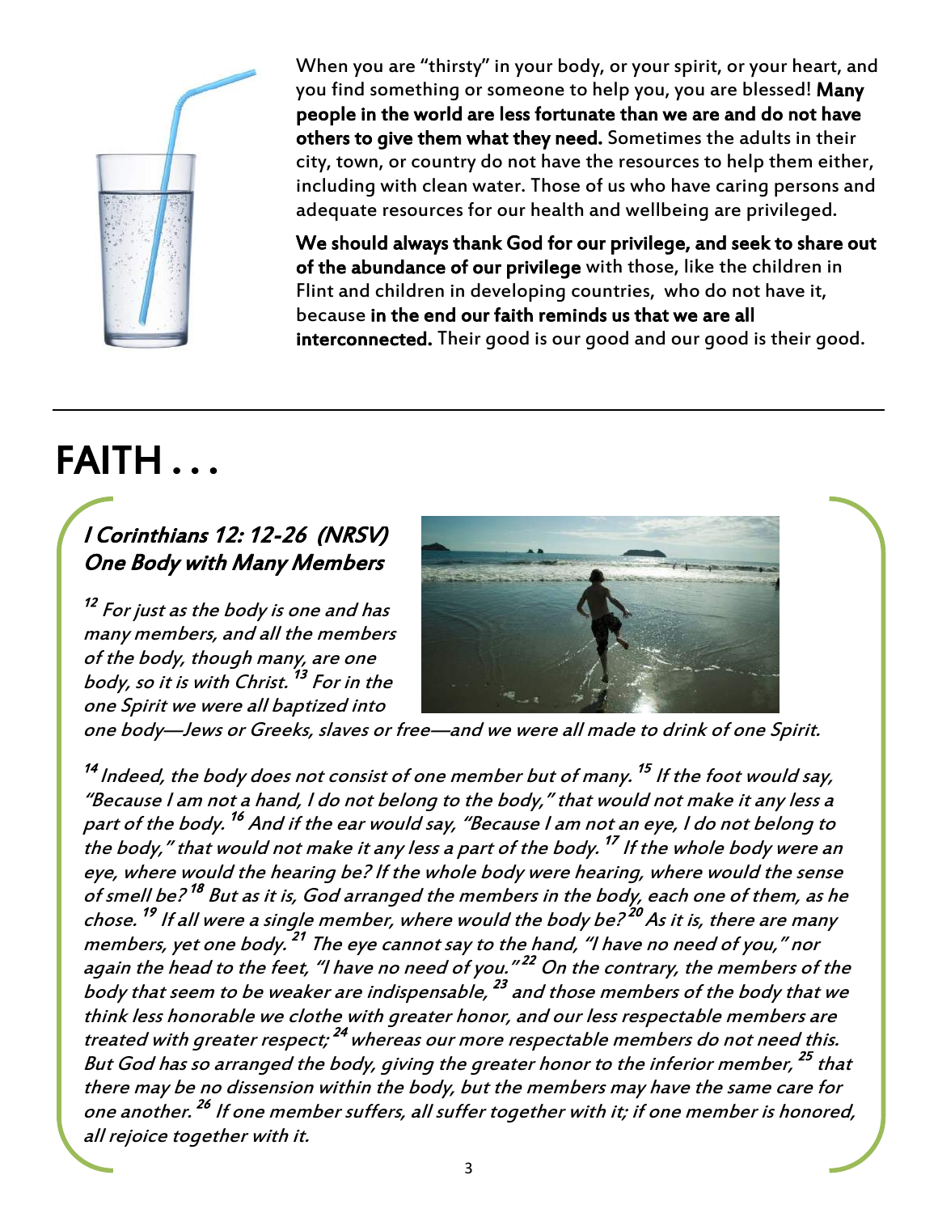When you are "thirsty" in your body, or your spirit, or your heart, and you find something or someone to help you, you are blessed! **Many people in the world are less fortunate than we are and do not have others to give them what they need.** Sometimes the adults in their city, town, or country do not have the resources to help them either, including with clean water. Those of us who have caring persons and adequate resources for our health and wellbeing are privileged.

**We should always thank God for our privilege, and seek to share out of the abundance of our privilege** with those, like the children in Flint and children in developing countries, who do not have it, because **in the end our faith reminds us that we are all interconnected.** Their good is our good and our good is their good.

---

# FAITH . . .

## *I Corinthians 12: 12-26 (NRSV)*
## *One Body with Many Members*

*[12] For just as the body is one and has many members, and all the members of the body, though many, are one body, so it is with Christ. [13] For in the one Spirit we were all baptized into one body—Jews or Greeks, slaves or free—and we were all made to drink of one Spirit.*

*[14] Indeed, the body does not consist of one member but of many. [15] If the foot would say, "Because I am not a hand, I do not belong to the body," that would not make it any less a part of the body. [16] And if the ear would say, "Because I am not an eye, I do not belong to the body," that would not make it any less a part of the body. [17] If the whole body were an eye, where would the hearing be? If the whole body were hearing, where would the sense of smell be? [18] But as it is, God arranged the members in the body, each one of them, as he chose. [19] If all were a single member, where would the body be? [20] As it is, there are many members, yet one body. [21] The eye cannot say to the hand, "I have no need of you," nor again the head to the feet, "I have no need of you." [22] On the contrary, the members of the body that seem to be weaker are indispensable, [23] and those members of the body that we think less honorable we clothe with greater honor, and our less respectable members are treated with greater respect; [24] whereas our more respectable members do not need this. But God has so arranged the body, giving the greater honor to the inferior member, [25] that there may be no dissension within the body, but the members may have the same care for one another. [26] If one member suffers, all suffer together with it; if one member is honored, all rejoice together with it.*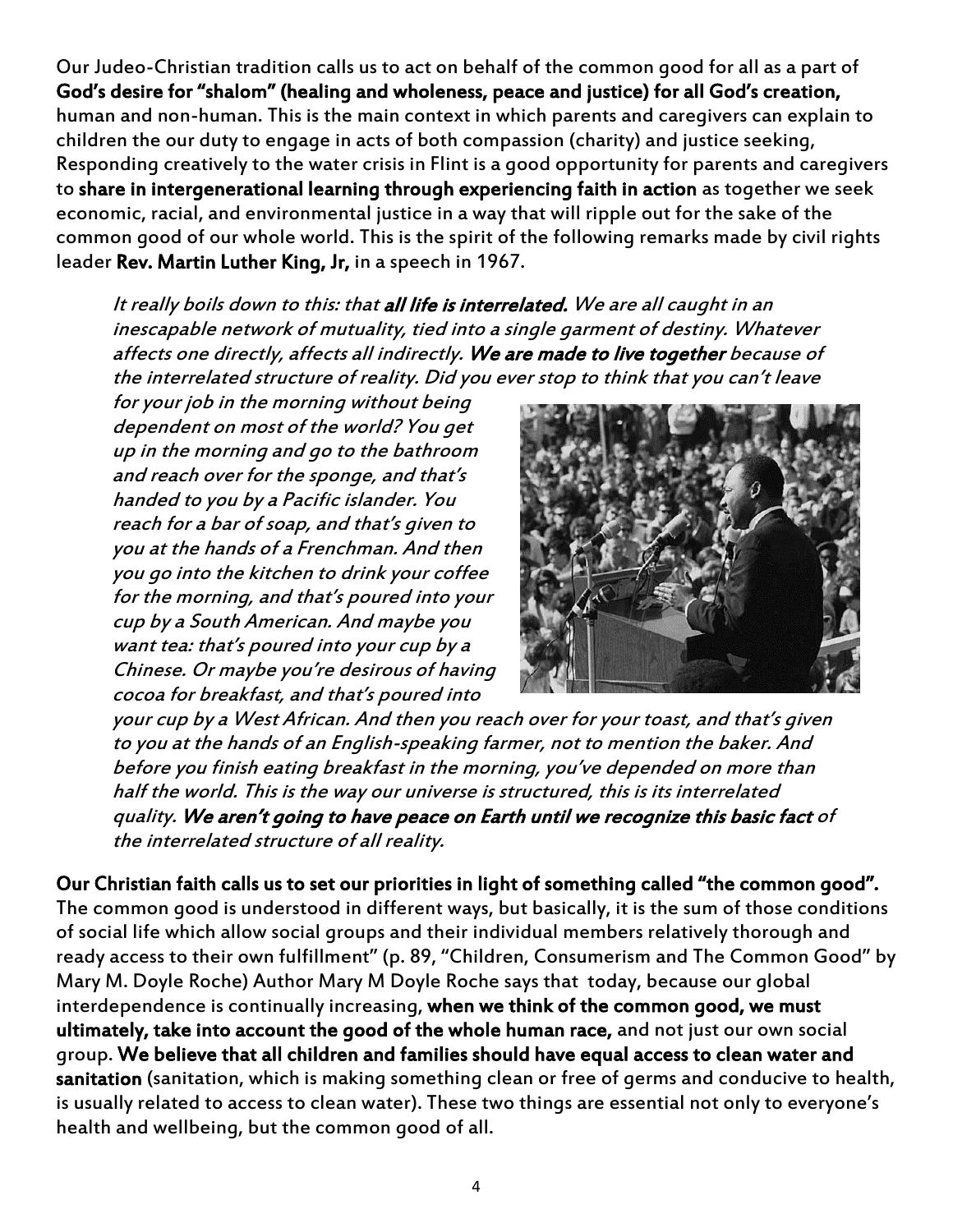Our Judeo-Christian tradition calls us to act on behalf of the common good for all as a part of **God's desire for "shalom" (healing and wholeness, peace and justice) for all God's creation,** human and non-human. This is the main context in which parents and caregivers can explain to children the our duty to engage in acts of both compassion (charity) and justice seeking, Responding creatively to the water crisis in Flint is a good opportunity for parents and caregivers to **share in intergenerational learning through experiencing faith in action** as together we seek economic, racial, and environmental justice in a way that will ripple out for the sake of the common good of our whole world. This is the spirit of the following remarks made by civil rights leader **Rev. Martin Luther King, Jr,** in a speech in 1967.

> *It really boils down to this: that* ***all life is interrelated.*** *We are all caught in an inescapable network of mutuality, tied into a single garment of destiny. Whatever affects one directly, affects all indirectly.* ***We are made to live together*** *because of the interrelated structure of reality. Did you ever stop to think that you can't leave for your job in the morning without being dependent on most of the world? You get up in the morning and go to the bathroom and reach over for the sponge, and that's handed to you by a Pacific islander. You reach for a bar of soap, and that's given to you at the hands of a Frenchman. And then you go into the kitchen to drink your coffee for the morning, and that's poured into your cup by a South American. And maybe you want tea: that's poured into your cup by a Chinese. Or maybe you're desirous of having cocoa for breakfast, and that's poured into your cup by a West African. And then you reach over for your toast, and that's given to you at the hands of an English-speaking farmer, not to mention the baker. And before you finish eating breakfast in the morning, you've depended on more than half the world. This is the way our universe is structured, this is its interrelated quality.* ***We aren't going to have peace on Earth until we recognize this basic fact*** *of the interrelated structure of all reality.*

**Our Christian faith calls us to set our priorities in light of something called "the common good".** The common good is understood in different ways, but basically, it is the sum of those conditions of social life which allow social groups and their individual members relatively thorough and ready access to their own fulfillment" (p. 89, "Children, Consumerism and The Common Good" by Mary M. Doyle Roche) Author Mary M Doyle Roche says that today, because our global interdependence is continually increasing, **when we think of the common good, we must ultimately, take into account the good of the whole human race,** and not just our own social group. **We believe that all children and families should have equal access to clean water and sanitation** (sanitation, which is making something clean or free of germs and conducive to health, is usually related to access to clean water). These two things are essential not only to everyone's health and wellbeing, but the common good of all.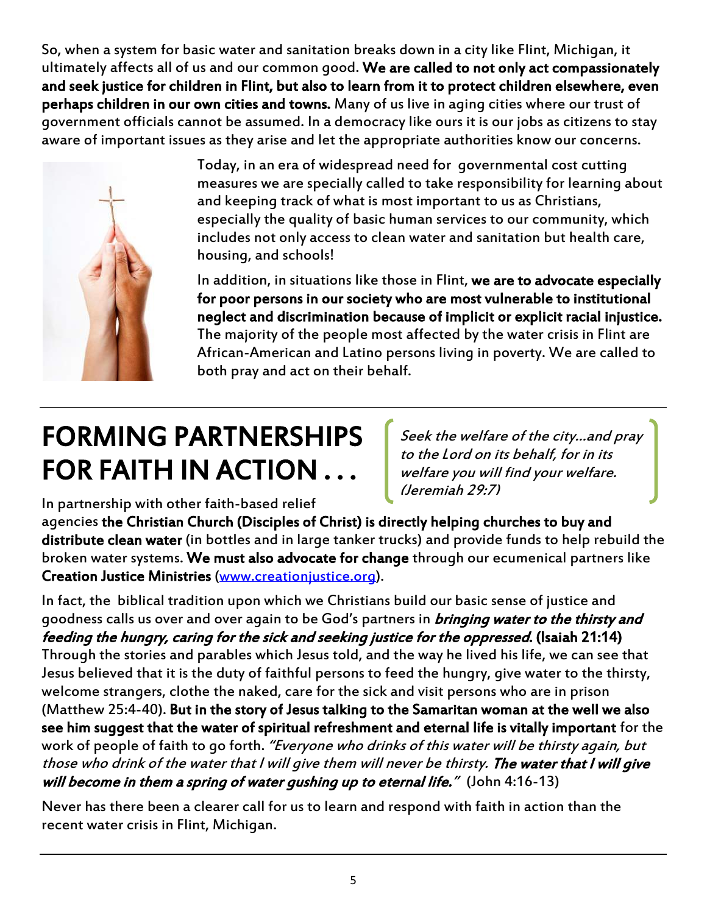So, when a system for basic water and sanitation breaks down in a city like Flint, Michigan, it ultimately affects all of us and our common good. **We are called to not only act compassionately and seek justice for children in Flint, but also to learn from it to protect children elsewhere, even perhaps children in our own cities and towns.** Many of us live in aging cities where our trust of government officials cannot be assumed. In a democracy like ours it is our jobs as citizens to stay aware of important issues as they arise and let the appropriate authorities know our concerns.

Today, in an era of widespread need for governmental cost cutting measures we are specially called to take responsibility for learning about and keeping track of what is most important to us as Christians, especially the quality of basic human services to our community, which includes not only access to clean water and sanitation but health care, housing, and schools!

In addition, in situations like those in Flint, **we are to advocate especially for poor persons in our society who are most vulnerable to institutional neglect and discrimination because of implicit or explicit racial injustice.** The majority of the people most affected by the water crisis in Flint are African-American and Latino persons living in poverty. We are called to both pray and act on their behalf.

# FORMING PARTNERSHIPS FOR FAITH IN ACTION . . .

*Seek the welfare of the city…and pray to the Lord on its behalf, for in its welfare you will find your welfare. (Jeremiah 29:7)*

In partnership with other faith-based relief agencies **the Christian Church (Disciples of Christ) is directly helping churches to buy and distribute clean water** (in bottles and in large tanker trucks) and provide funds to help rebuild the broken water systems. **We must also advocate for change** through our ecumenical partners like **Creation Justice Ministries** (www.creationjustice.org).

In fact, the biblical tradition upon which we Christians build our basic sense of justice and goodness calls us over and over again to be God's partners in ***bringing water to the thirsty and feeding the hungry, caring for the sick and seeking justice for the oppressed.*** **(Isaiah 21:14)** Through the stories and parables which Jesus told, and the way he lived his life, we can see that Jesus believed that it is the duty of faithful persons to feed the hungry, give water to the thirsty, welcome strangers, clothe the naked, care for the sick and visit persons who are in prison (Matthew 25:4-40). **But in the story of Jesus talking to the Samaritan woman at the well we also see him suggest that the water of spiritual refreshment and eternal life is vitally important** for the work of people of faith to go forth. *"Everyone who drinks of this water will be thirsty again, but those who drink of the water that I will give them will never be thirsty.* ***The water that I will give will become in them a spring of water gushing up to eternal life."*** (John 4:16-13)

Never has there been a clearer call for us to learn and respond with faith in action than the recent water crisis in Flint, Michigan.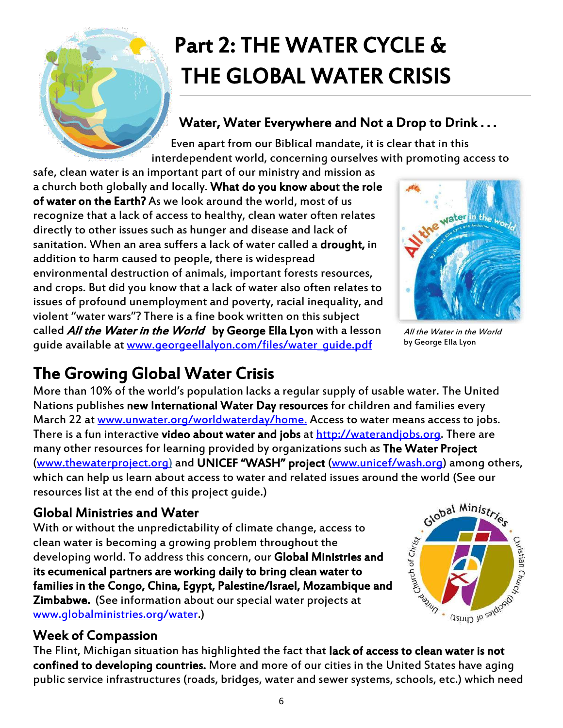# Part 2: THE WATER CYCLE & THE GLOBAL WATER CRISIS

### Water, Water Everywhere and Not a Drop to Drink . . .

Even apart from our Biblical mandate, it is clear that in this interdependent world, concerning ourselves with promoting access to safe, clean water is an important part of our ministry and mission as a church both globally and locally. **What do you know about the role of water on the Earth?** As we look around the world, most of us recognize that a lack of access to healthy, clean water often relates directly to other issues such as hunger and disease and lack of sanitation. When an area suffers a lack of water called a **drought,** in addition to harm caused to people, there is widespread environmental destruction of animals, important forests resources, and crops. But did you know that a lack of water also often relates to issues of profound unemployment and poverty, racial inequality, and violent "water wars"? There is a fine book written on this subject called ***All the Water in the World*** **by George Ella Lyon** with a lesson guide available at www.georgeellalyon.com/files/water_guide.pdf

*All the Water in the World* by George Ella Lyon

## The Growing Global Water Crisis

More than 10% of the world's population lacks a regular supply of usable water. The United Nations publishes **new International Water Day resources** for children and families every March 22 at www.unwater.org/worldwaterday/home. Access to water means access to jobs. There is a fun interactive **video about water and jobs** at http://waterandjobs.org. There are many other resources for learning provided by organizations such as **The Water Project** (www.thewaterproject.org) and **UNICEF "WASH" project** (www.unicef/wash.org) among others, which can help us learn about access to water and related issues around the world (See our resources list at the end of this project guide.)

### Global Ministries and Water

With or without the unpredictability of climate change, access to clean water is becoming a growing problem throughout the developing world. To address this concern, our **Global Ministries and its ecumenical partners are working daily to bring clean water to families in the Congo, China, Egypt, Palestine/Israel, Mozambique and Zimbabwe.** (See information about our special water projects at www.globalministries.org/water.)

### Week of Compassion

The Flint, Michigan situation has highlighted the fact that **lack of access to clean water is not confined to developing countries.** More and more of our cities in the United States have aging public service infrastructures (roads, bridges, water and sewer systems, schools, etc.) which need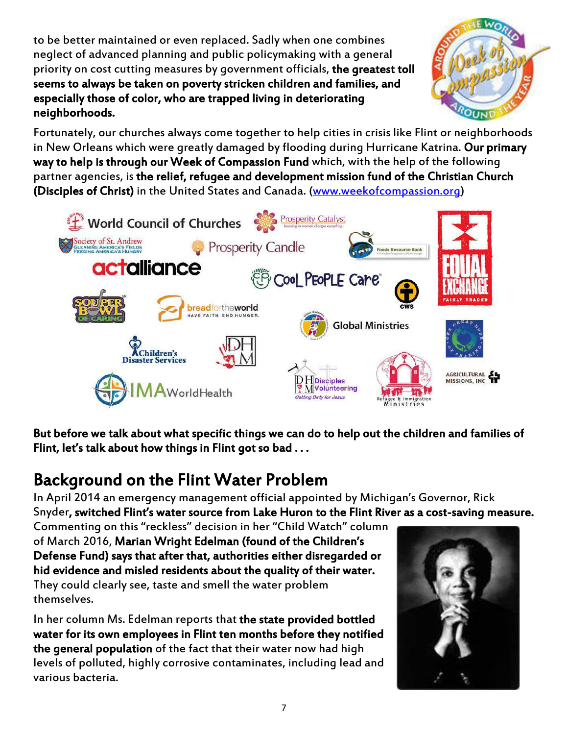to be better maintained or even replaced. Sadly when one combines neglect of advanced planning and public policymaking with a general priority on cost cutting measures by government officials, **the greatest toll seems to always be taken on poverty stricken children and families, and especially those of color, who are trapped living in deteriorating neighborhoods.**

Fortunately, our churches always come together to help cities in crisis like Flint or neighborhoods in New Orleans which were greatly damaged by flooding during Hurricane Katrina. **Our primary way to help is through our Week of Compassion Fund** which, with the help of the following partner agencies, is **the relief, refugee and development mission fund of the Christian Church (Disciples of Christ)** in the United States and Canada. (www.weekofcompassion.org)

**But before we talk about what specific things we can do to help out the children and families of Flint, let's talk about how things in Flint got so bad . . .**

## Background on the Flint Water Problem

In April 2014 an emergency management official appointed by Michigan's Governor, Rick Snyder**, switched Flint's water source from Lake Huron to the Flint River as a cost-saving measure.** Commenting on this "reckless" decision in her "Child Watch" column of March 2016, **Marian Wright Edelman (found of the Children's Defense Fund) says that after that, authorities either disregarded or hid evidence and misled residents about the quality of their water.** They could clearly see, taste and smell the water problem themselves.

In her column Ms. Edelman reports that **the state provided bottled water for its own employees in Flint ten months before they notified the general population** of the fact that their water now had high levels of polluted, highly corrosive contaminates, including lead and various bacteria.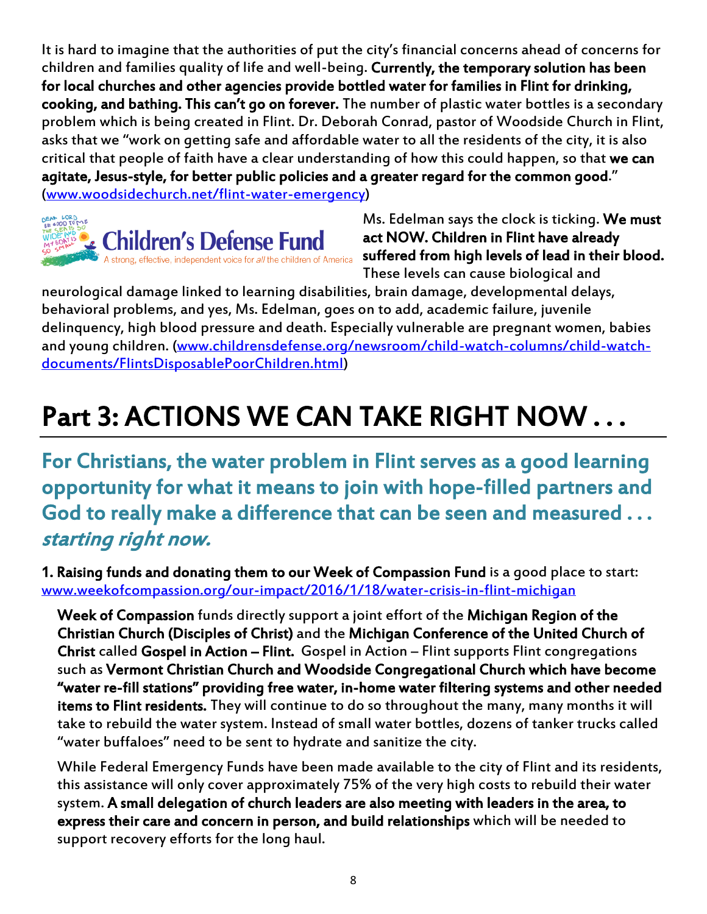It is hard to imagine that the authorities of put the city's financial concerns ahead of concerns for children and families quality of life and well-being. **Currently, the temporary solution has been for local churches and other agencies provide bottled water for families in Flint for drinking, cooking, and bathing. This can't go on forever.** The number of plastic water bottles is a secondary problem which is being created in Flint. Dr. Deborah Conrad, pastor of Woodside Church in Flint, asks that we "work on getting safe and affordable water to all the residents of the city, it is also critical that people of faith have a clear understanding of how this could happen, so that **we can agitate, Jesus-style, for better public policies and a greater regard for the common good**." (www.woodsidechurch.net/flint-water-emergency)

Ms. Edelman says the clock is ticking. **We must act NOW. Children in Flint have already suffered from high levels of lead in their blood.** These levels can cause biological and neurological damage linked to learning disabilities, brain damage, developmental delays, behavioral problems, and yes, Ms. Edelman, goes on to add, academic failure, juvenile delinquency, high blood pressure and death. Especially vulnerable are pregnant women, babies and young children. (www.childrensdefense.org/newsroom/child-watch-columns/child-watch-documents/FlintsDisposablePoorChildren.html)

# Part 3: ACTIONS WE CAN TAKE RIGHT NOW . . .

## For Christians, the water problem in Flint serves as a good learning opportunity for what it means to join with hope-filled partners and God to really make a difference that can be seen and measured . . . *starting right now.*

**1. Raising funds and donating them to our Week of Compassion Fund** is a good place to start: www.weekofcompassion.org/our-impact/2016/1/18/water-crisis-in-flint-michigan

**Week of Compassion** funds directly support a joint effort of the **Michigan Region of the Christian Church (Disciples of Christ)** and the **Michigan Conference of the United Church of Christ** called **Gospel in Action – Flint.** Gospel in Action – Flint supports Flint congregations such as **Vermont Christian Church and Woodside Congregational Church which have become "water re-fill stations" providing free water, in-home water filtering systems and other needed items to Flint residents.** They will continue to do so throughout the many, many months it will take to rebuild the water system. Instead of small water bottles, dozens of tanker trucks called "water buffaloes" need to be sent to hydrate and sanitize the city.

While Federal Emergency Funds have been made available to the city of Flint and its residents, this assistance will only cover approximately 75% of the very high costs to rebuild their water system. **A small delegation of church leaders are also meeting with leaders in the area, to express their care and concern in person, and build relationships** which will be needed to support recovery efforts for the long haul.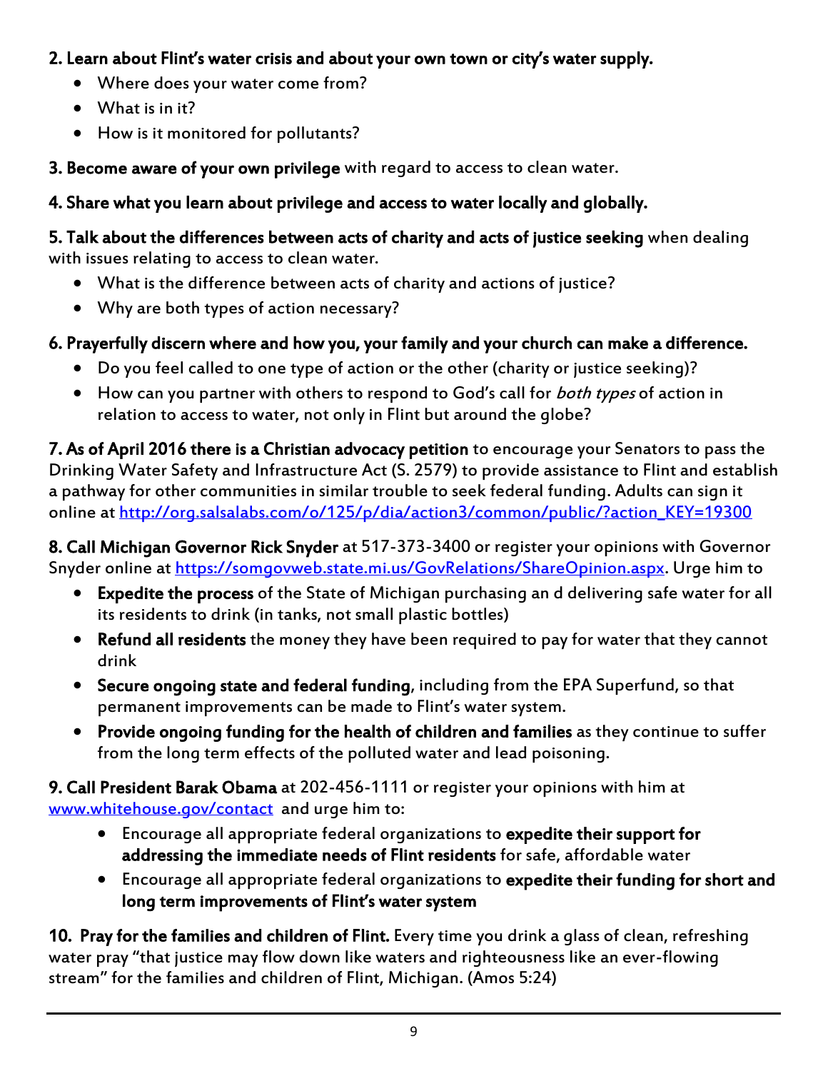**2. Learn about Flint's water crisis and about your own town or city's water supply.**

- Where does your water come from?
- What is in it?
- How is it monitored for pollutants?

**3. Become aware of your own privilege** with regard to access to clean water.

**4. Share what you learn about privilege and access to water locally and globally.**

**5. Talk about the differences between acts of charity and acts of justice seeking** when dealing with issues relating to access to clean water.

- What is the difference between acts of charity and actions of justice?
- Why are both types of action necessary?

**6. Prayerfully discern where and how you, your family and your church can make a difference.**

- Do you feel called to one type of action or the other (charity or justice seeking)?
- How can you partner with others to respond to God's call for *both types* of action in relation to access to water, not only in Flint but around the globe?

**7. As of April 2016 there is a Christian advocacy petition** to encourage your Senators to pass the Drinking Water Safety and Infrastructure Act (S. 2579) to provide assistance to Flint and establish a pathway for other communities in similar trouble to seek federal funding. Adults can sign it online at [http://org.salsalabs.com/o/125/p/dia/action3/common/public/?action_KEY=19300](http://org.salsalabs.com/o/125/p/dia/action3/common/public/?action_KEY=19300)

**8. Call Michigan Governor Rick Snyder** at 517-373-3400 or register your opinions with Governor Snyder online at [https://somgovweb.state.mi.us/GovRelations/ShareOpinion.aspx](https://somgovweb.state.mi.us/GovRelations/ShareOpinion.aspx). Urge him to

- **Expedite the process** of the State of Michigan purchasing an d delivering safe water for all its residents to drink (in tanks, not small plastic bottles)
- **Refund all residents** the money they have been required to pay for water that they cannot drink
- **Secure ongoing state and federal funding**, including from the EPA Superfund, so that permanent improvements can be made to Flint's water system.
- **Provide ongoing funding for the health of children and families** as they continue to suffer from the long term effects of the polluted water and lead poisoning.

**9. Call President Barak Obama** at 202-456-1111 or register your opinions with him at [www.whitehouse.gov/contact](www.whitehouse.gov/contact) and urge him to:

- Encourage all appropriate federal organizations to **expedite their support for addressing the immediate needs of Flint residents** for safe, affordable water
- Encourage all appropriate federal organizations to **expedite their funding for short and long term improvements of Flint's water system**

**10. Pray for the families and children of Flint.** Every time you drink a glass of clean, refreshing water pray "that justice may flow down like waters and righteousness like an ever-flowing stream" for the families and children of Flint, Michigan. (Amos 5:24)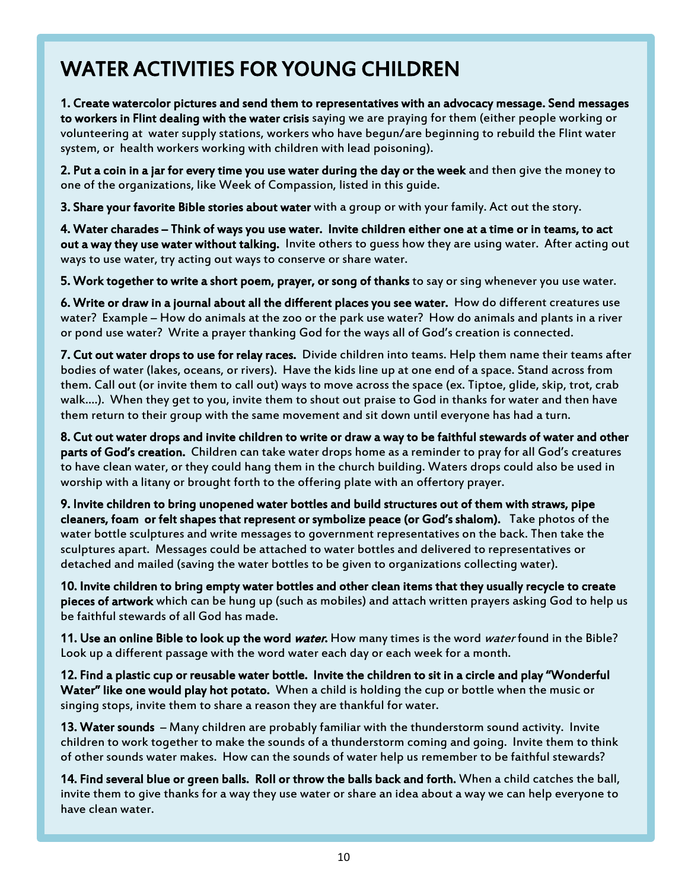# WATER ACTIVITIES FOR YOUNG CHILDREN

**1. Create watercolor pictures and send them to representatives with an advocacy message. Send messages to workers in Flint dealing with the water crisis** saying we are praying for them (either people working or volunteering at water supply stations, workers who have begun/are beginning to rebuild the Flint water system, or health workers working with children with lead poisoning).

**2. Put a coin in a jar for every time you use water during the day or the week** and then give the money to one of the organizations, like Week of Compassion, listed in this guide.

**3. Share your favorite Bible stories about water** with a group or with your family. Act out the story.

**4. Water charades – Think of ways you use water. Invite children either one at a time or in teams, to act out a way they use water without talking.** Invite others to guess how they are using water. After acting out ways to use water, try acting out ways to conserve or share water.

**5. Work together to write a short poem, prayer, or song of thanks** to say or sing whenever you use water.

**6. Write or draw in a journal about all the different places you see water.** How do different creatures use water? Example – How do animals at the zoo or the park use water? How do animals and plants in a river or pond use water? Write a prayer thanking God for the ways all of God's creation is connected.

**7. Cut out water drops to use for relay races.** Divide children into teams. Help them name their teams after bodies of water (lakes, oceans, or rivers). Have the kids line up at one end of a space. Stand across from them. Call out (or invite them to call out) ways to move across the space (ex. Tiptoe, glide, skip, trot, crab walk….). When they get to you, invite them to shout out praise to God in thanks for water and then have them return to their group with the same movement and sit down until everyone has had a turn.

**8. Cut out water drops and invite children to write or draw a way to be faithful stewards of water and other parts of God's creation.** Children can take water drops home as a reminder to pray for all God's creatures to have clean water, or they could hang them in the church building. Waters drops could also be used in worship with a litany or brought forth to the offering plate with an offertory prayer.

**9. Invite children to bring unopened water bottles and build structures out of them with straws, pipe cleaners, foam or felt shapes that represent or symbolize peace (or God's shalom).** Take photos of the water bottle sculptures and write messages to government representatives on the back. Then take the sculptures apart. Messages could be attached to water bottles and delivered to representatives or detached and mailed (saving the water bottles to be given to organizations collecting water).

**10. Invite children to bring empty water bottles and other clean items that they usually recycle to create pieces of artwork** which can be hung up (such as mobiles) and attach written prayers asking God to help us be faithful stewards of all God has made.

**11. Use an online Bible to look up the word *water*.** How many times is the word *water* found in the Bible? Look up a different passage with the word water each day or each week for a month.

**12. Find a plastic cup or reusable water bottle. Invite the children to sit in a circle and play "Wonderful Water" like one would play hot potato.** When a child is holding the cup or bottle when the music or singing stops, invite them to share a reason they are thankful for water.

**13. Water sounds** – Many children are probably familiar with the thunderstorm sound activity. Invite children to work together to make the sounds of a thunderstorm coming and going. Invite them to think of other sounds water makes. How can the sounds of water help us remember to be faithful stewards?

**14. Find several blue or green balls. Roll or throw the balls back and forth.** When a child catches the ball, invite them to give thanks for a way they use water or share an idea about a way we can help everyone to have clean water.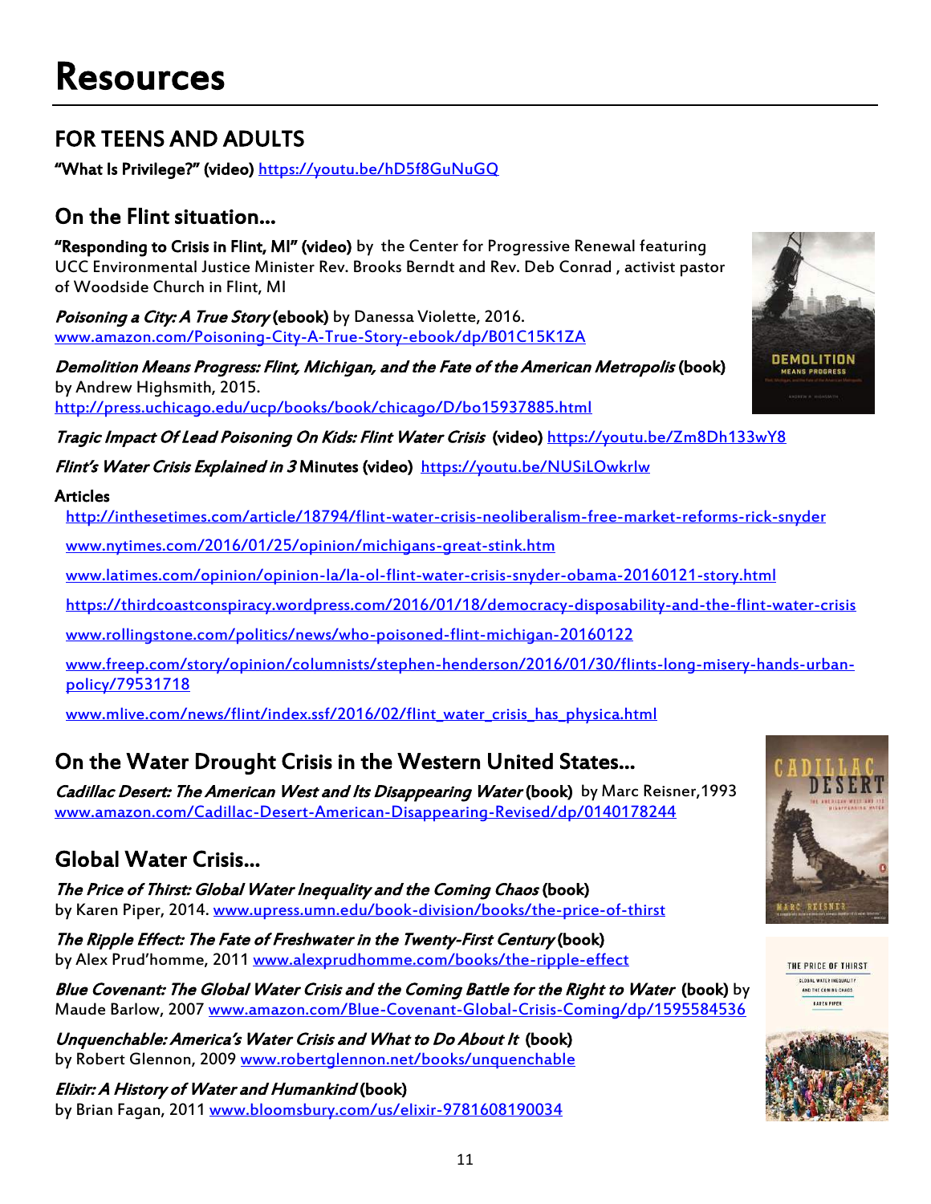# Resources

## FOR TEENS AND ADULTS

**"What Is Privilege?" (video)** https://youtu.be/hD5f8GuNuGQ

## On the Flint situation...

**"Responding to Crisis in Flint, MI" (video)** by the Center for Progressive Renewal featuring UCC Environmental Justice Minister Rev. Brooks Berndt and Rev. Deb Conrad , activist pastor of Woodside Church in Flint, MI

***Poisoning a City: A True Story* (ebook)** by Danessa Violette, 2016. www.amazon.com/Poisoning-City-A-True-Story-ebook/dp/B01C15K1ZA

***Demolition Means Progress: Flint, Michigan, and the Fate of the American Metropolis* (book)** by Andrew Highsmith, 2015. http://press.uchicago.edu/ucp/books/book/chicago/D/bo15937885.html

***Tragic Impact Of Lead Poisoning On Kids: Flint Water Crisis* (video)** https://youtu.be/Zm8Dh133wY8

***Flint's Water Crisis Explained in 3* Minutes (video)** https://youtu.be/NUSiLOwkrlw

**Articles**

http://inthesetimes.com/article/18794/flint-water-crisis-neoliberalism-free-market-reforms-rick-snyder

www.nytimes.com/2016/01/25/opinion/michigans-great-stink.htm

www.latimes.com/opinion/opinion-la/la-ol-flint-water-crisis-snyder-obama-20160121-story.html

https://thirdcoastconspiracy.wordpress.com/2016/01/18/democracy-disposability-and-the-flint-water-crisis

www.rollingstone.com/politics/news/who-poisoned-flint-michigan-20160122

www.freep.com/story/opinion/columnists/stephen-henderson/2016/01/30/flints-long-misery-hands-urban-policy/79531718

www.mlive.com/news/flint/index.ssf/2016/02/flint_water_crisis_has_physica.html

## On the Water Drought Crisis in the Western United States...

***Cadillac Desert: The American West and Its Disappearing Water* (book)** by Marc Reisner,1993 www.amazon.com/Cadillac-Desert-American-Disappearing-Revised/dp/0140178244

## Global Water Crisis...

***The Price of Thirst: Global Water Inequality and the Coming Chaos* (book)** by Karen Piper, 2014. www.upress.umn.edu/book-division/books/the-price-of-thirst

***The Ripple Effect: The Fate of Freshwater in the Twenty-First Century* (book)** by Alex Prud'homme, 2011 www.alexprudhomme.com/books/the-ripple-effect

***Blue Covenant: The Global Water Crisis and the Coming Battle for the Right to Water* (book)** by Maude Barlow, 2007 www.amazon.com/Blue-Covenant-Global-Crisis-Coming/dp/1595584536

***Unquenchable: America's Water Crisis and What to Do About It* (book)** by Robert Glennon, 2009 www.robertglennon.net/books/unquenchable

***Elixir: A History of Water and Humankind* (book)** by Brian Fagan, 2011 www.bloomsbury.com/us/elixir-9781608190034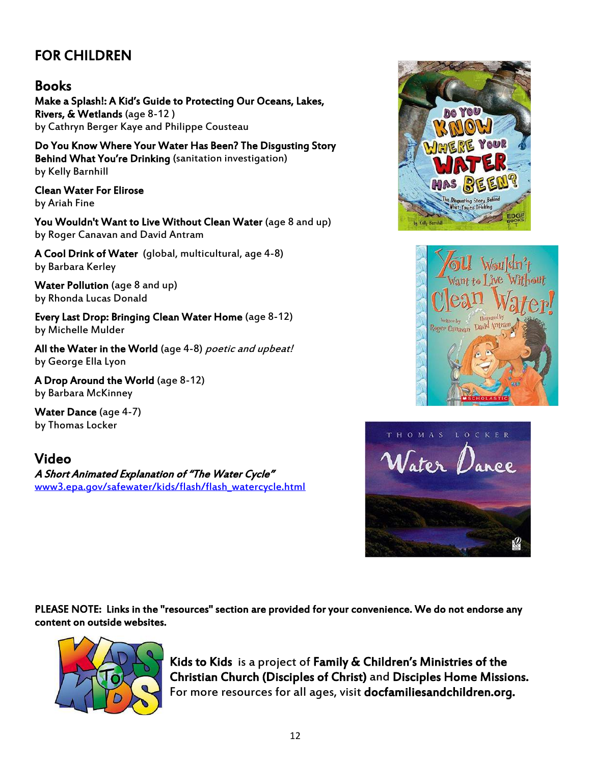## FOR CHILDREN

### Books

**Make a Splash!: A Kid's Guide to Protecting Our Oceans, Lakes, Rivers, & Wetlands** (age 8-12 )
by Cathryn Berger Kaye and Philippe Cousteau

**Do You Know Where Your Water Has Been? The Disgusting Story Behind What You're Drinking** (sanitation investigation)
by Kelly Barnhill

**Clean Water For Elirose**
by Ariah Fine

**You Wouldn't Want to Live Without Clean Water** (age 8 and up)
by Roger Canavan and David Antram

**A Cool Drink of Water** (global, multicultural, age 4-8)
by Barbara Kerley

**Water Pollution** (age 8 and up)
by Rhonda Lucas Donald

**Every Last Drop: Bringing Clean Water Home** (age 8-12)
by Michelle Mulder

**All the Water in the World** (age 4-8) *poetic and upbeat!*
by George Ella Lyon

**A Drop Around the World** (age 8-12)
by Barbara McKinney

**Water Dance** (age 4-7)
by Thomas Locker

### Video

***A Short Animated Explanation of "The Water Cycle"***
www3.epa.gov/safewater/kids/flash/flash_watercycle.html

**PLEASE NOTE: Links in the "resources" section are provided for your convenience. We do not endorse any content on outside websites.**

**Kids to Kids** is a project of **Family & Children's Ministries of the Christian Church (Disciples of Christ)** and **Disciples Home Missions.** For more resources for all ages, visit **docfamiliesandchildren.org.**